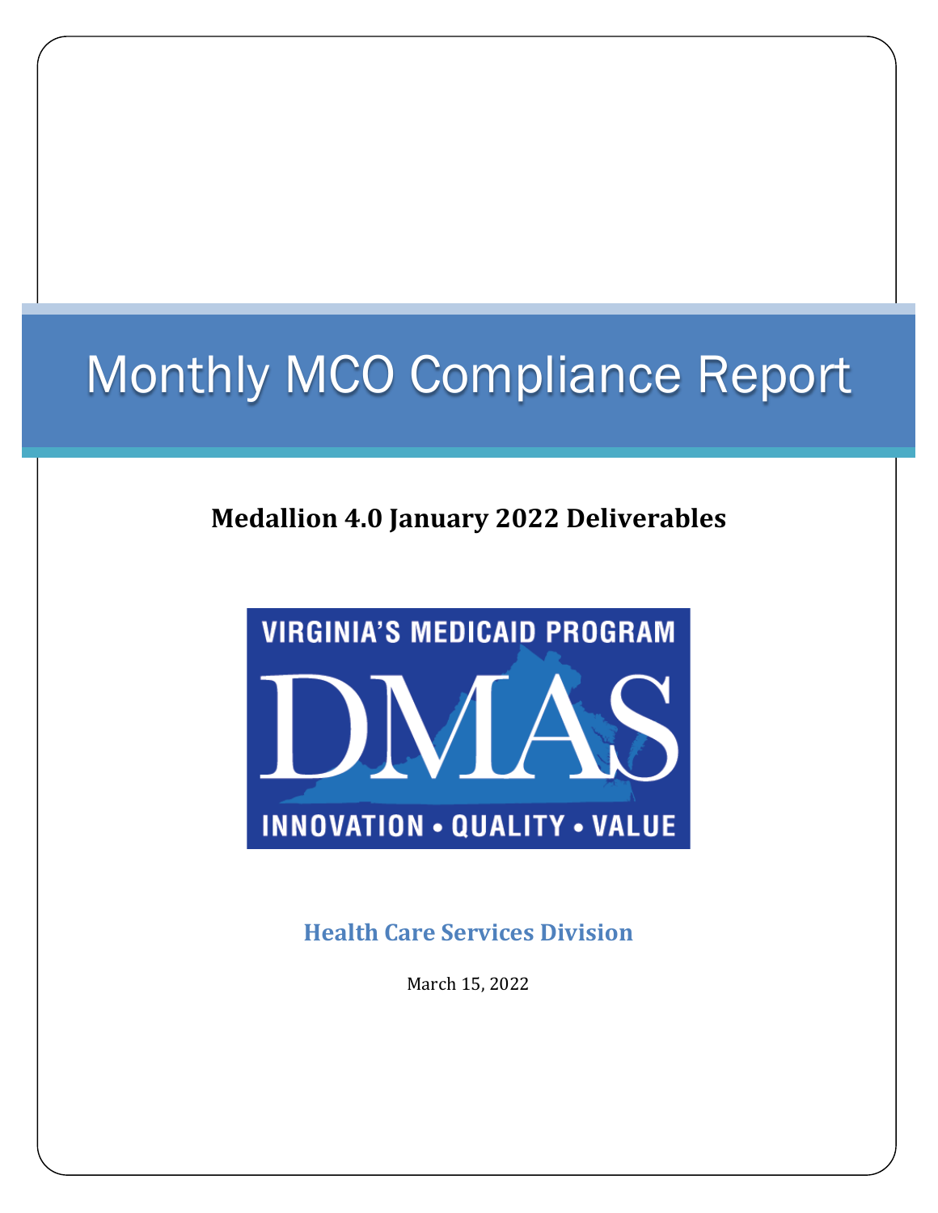# Monthly MCO Compliance Report

## Medallion 4.0 January 2022 Deliverables

VIRGINIA'S MEDICAID PROGRAM

DMAS

INNOVATION • QUALITY • VALUE

### Health Care Services Division

March 15, 2022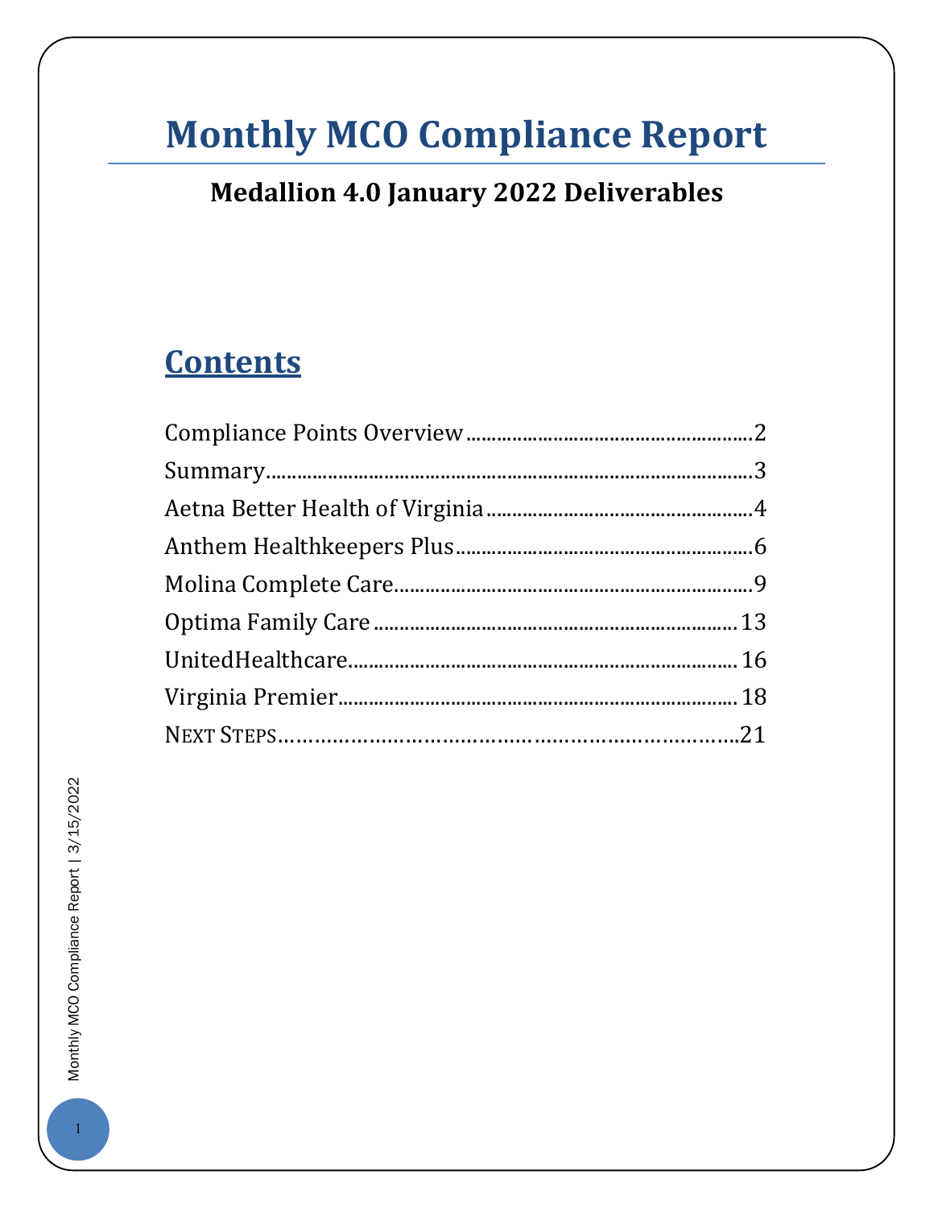# Monthly MCO Compliance Report

## Medallion 4.0 January 2022 Deliverables

## Contents

Compliance Points Overview....................2

Summary....................3

Aetna Better Health of Virginia....................4

Anthem Healthkeepers Plus....................6

Molina Complete Care....................9

Optima Family Care....................13

UnitedHealthcare....................16

Virginia Premier....................18

Next Steps....................21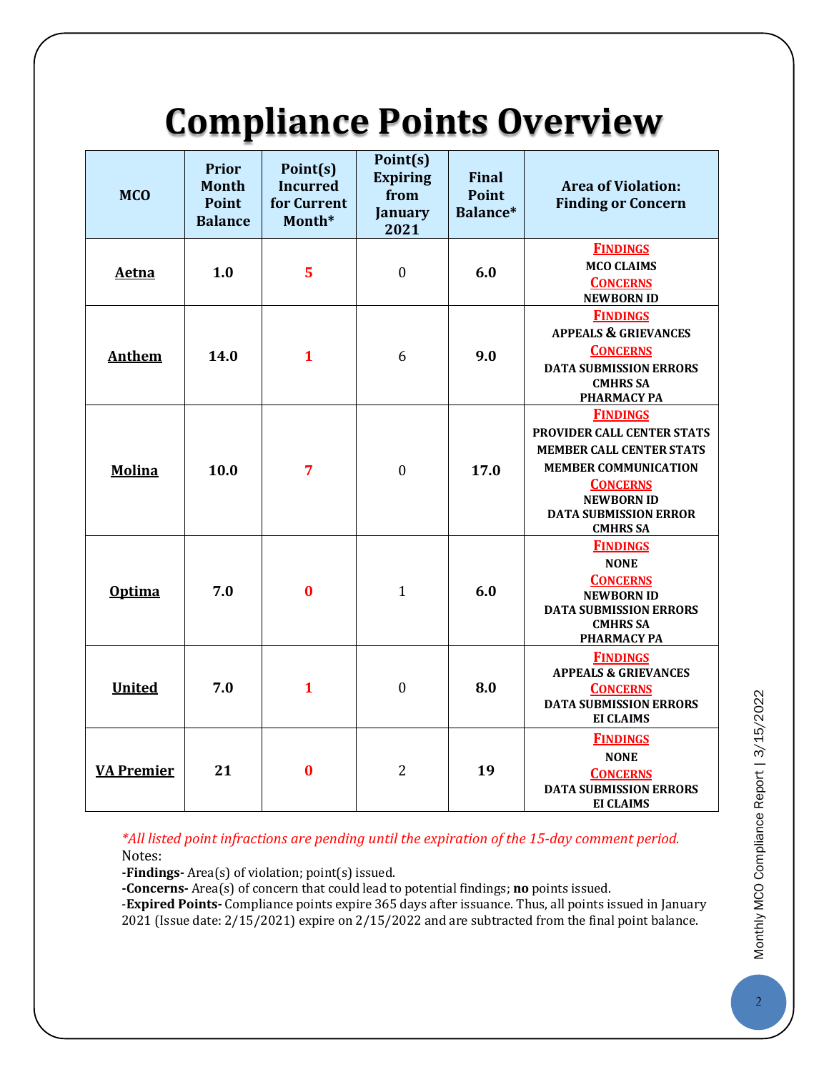# Compliance Points Overview

| MCO | Prior Month Point Balance | Point(s) Incurred for Current Month* | Point(s) Expiring from January 2021 | Final Point Balance* | Area of Violation: Finding or Concern |
|---|---|---|---|---|---|
| **Aetna** | **1.0** | **5** | 0 | **6.0** | **FINDINGS**<br>MCO CLAIMS<br>**CONCERNS**<br>NEWBORN ID |
| **Anthem** | **14.0** | **1** | 6 | **9.0** | **FINDINGS**<br>APPEALS & GRIEVANCES<br>**CONCERNS**<br>DATA SUBMISSION ERRORS<br>CMHRS SA<br>PHARMACY PA |
| **Molina** | **10.0** | **7** | 0 | **17.0** | **FINDINGS**<br>PROVIDER CALL CENTER STATS<br>MEMBER CALL CENTER STATS<br>MEMBER COMMUNICATION<br>**CONCERNS**<br>NEWBORN ID<br>DATA SUBMISSION ERROR<br>CMHRS SA |
| **Optima** | **7.0** | **0** | 1 | **6.0** | **FINDINGS**<br>NONE<br>**CONCERNS**<br>NEWBORN ID<br>DATA SUBMISSION ERRORS<br>CMHRS SA<br>PHARMACY PA |
| **United** | **7.0** | **1** | 0 | **8.0** | **FINDINGS**<br>APPEALS & GRIEVANCES<br>**CONCERNS**<br>DATA SUBMISSION ERRORS<br>EI CLAIMS |
| **VA Premier** | **21** | **0** | 2 | **19** | **FINDINGS**<br>NONE<br>**CONCERNS**<br>DATA SUBMISSION ERRORS<br>EI CLAIMS |

*\*All listed point infractions are pending until the expiration of the 15-day comment period.*

Notes:

**-Findings-** Area(s) of violation; point(s) issued.

**-Concerns-** Area(s) of concern that could lead to potential findings; **no** points issued.

-**Expired Points-** Compliance points expire 365 days after issuance. Thus, all points issued in January 2021 (Issue date: 2/15/2021) expire on 2/15/2022 and are subtracted from the final point balance.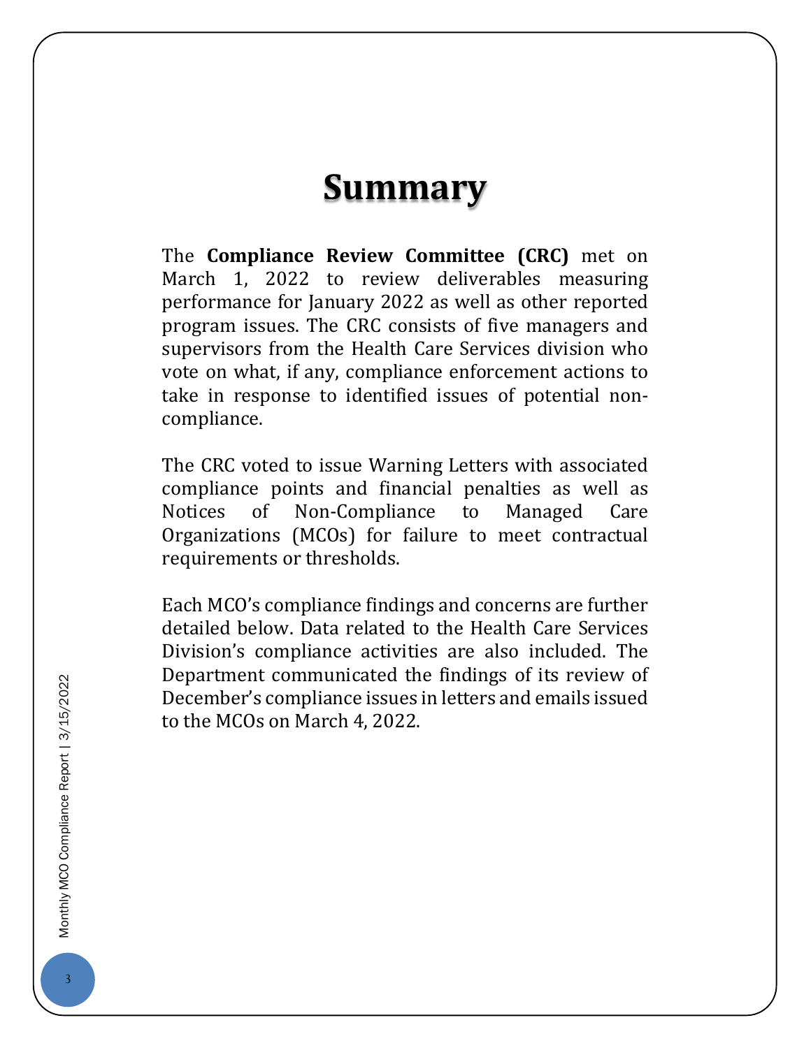# Summary

The **Compliance Review Committee (CRC)** met on March 1, 2022 to review deliverables measuring performance for January 2022 as well as other reported program issues. The CRC consists of five managers and supervisors from the Health Care Services division who vote on what, if any, compliance enforcement actions to take in response to identified issues of potential non-compliance.

The CRC voted to issue Warning Letters with associated compliance points and financial penalties as well as Notices of Non-Compliance to Managed Care Organizations (MCOs) for failure to meet contractual requirements or thresholds.

Each MCO's compliance findings and concerns are further detailed below. Data related to the Health Care Services Division's compliance activities are also included. The Department communicated the findings of its review of December's compliance issues in letters and emails issued to the MCOs on March 4, 2022.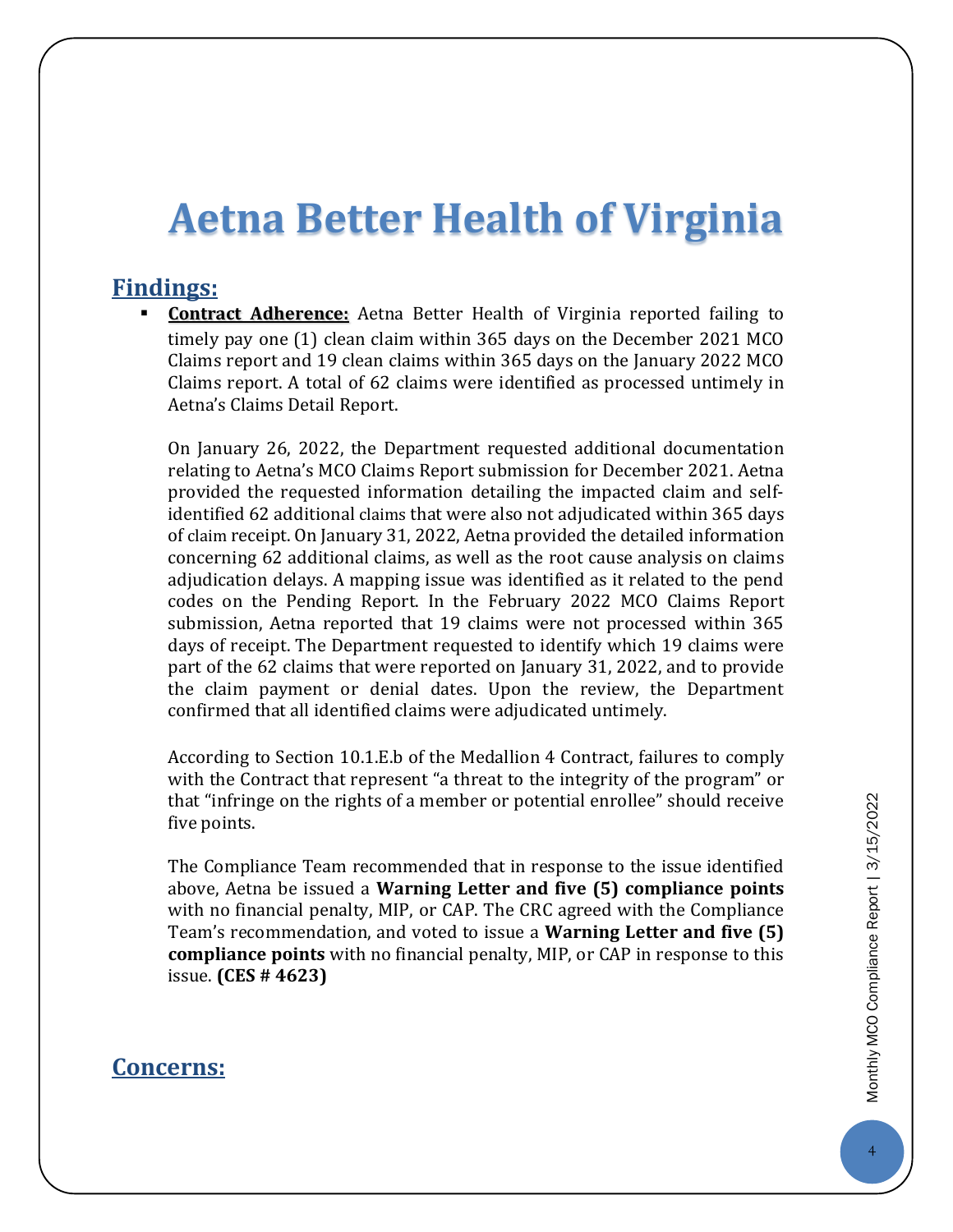# Aetna Better Health of Virginia

## Findings:

- **Contract Adherence:** Aetna Better Health of Virginia reported failing to timely pay one (1) clean claim within 365 days on the December 2021 MCO Claims report and 19 clean claims within 365 days on the January 2022 MCO Claims report. A total of 62 claims were identified as processed untimely in Aetna's Claims Detail Report.

  On January 26, 2022, the Department requested additional documentation relating to Aetna's MCO Claims Report submission for December 2021. Aetna provided the requested information detailing the impacted claim and self-identified 62 additional claims that were also not adjudicated within 365 days of claim receipt. On January 31, 2022, Aetna provided the detailed information concerning 62 additional claims, as well as the root cause analysis on claims adjudication delays. A mapping issue was identified as it related to the pend codes on the Pending Report. In the February 2022 MCO Claims Report submission, Aetna reported that 19 claims were not processed within 365 days of receipt. The Department requested to identify which 19 claims were part of the 62 claims that were reported on January 31, 2022, and to provide the claim payment or denial dates. Upon the review, the Department confirmed that all identified claims were adjudicated untimely.

  According to Section 10.1.E.b of the Medallion 4 Contract, failures to comply with the Contract that represent "a threat to the integrity of the program" or that "infringe on the rights of a member or potential enrollee" should receive five points.

  The Compliance Team recommended that in response to the issue identified above, Aetna be issued a **Warning Letter and five (5) compliance points** with no financial penalty, MIP, or CAP. The CRC agreed with the Compliance Team's recommendation, and voted to issue a **Warning Letter and five (5) compliance points** with no financial penalty, MIP, or CAP in response to this issue. **(CES # 4623)**

## Concerns: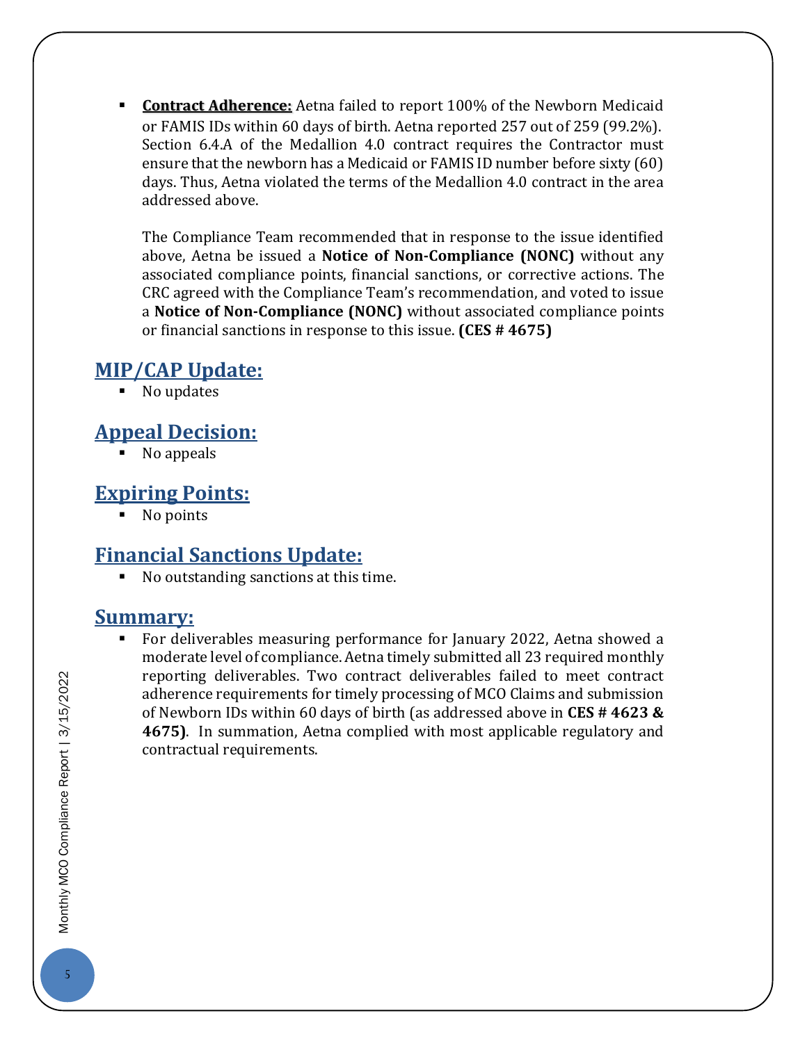- **Contract Adherence:** Aetna failed to report 100% of the Newborn Medicaid or FAMIS IDs within 60 days of birth. Aetna reported 257 out of 259 (99.2%). Section 6.4.A of the Medallion 4.0 contract requires the Contractor must ensure that the newborn has a Medicaid or FAMIS ID number before sixty (60) days. Thus, Aetna violated the terms of the Medallion 4.0 contract in the area addressed above.

  The Compliance Team recommended that in response to the issue identified above, Aetna be issued a **Notice of Non-Compliance (NONC)** without any associated compliance points, financial sanctions, or corrective actions. The CRC agreed with the Compliance Team's recommendation, and voted to issue a **Notice of Non-Compliance (NONC)** without associated compliance points or financial sanctions in response to this issue. **(CES # 4675)**

## MIP/CAP Update:

- No updates

## Appeal Decision:

- No appeals

## Expiring Points:

- No points

## Financial Sanctions Update:

- No outstanding sanctions at this time.

## Summary:

- For deliverables measuring performance for January 2022, Aetna showed a moderate level of compliance. Aetna timely submitted all 23 required monthly reporting deliverables. Two contract deliverables failed to meet contract adherence requirements for timely processing of MCO Claims and submission of Newborn IDs within 60 days of birth (as addressed above in **CES # 4623 & 4675)**. In summation, Aetna complied with most applicable regulatory and contractual requirements.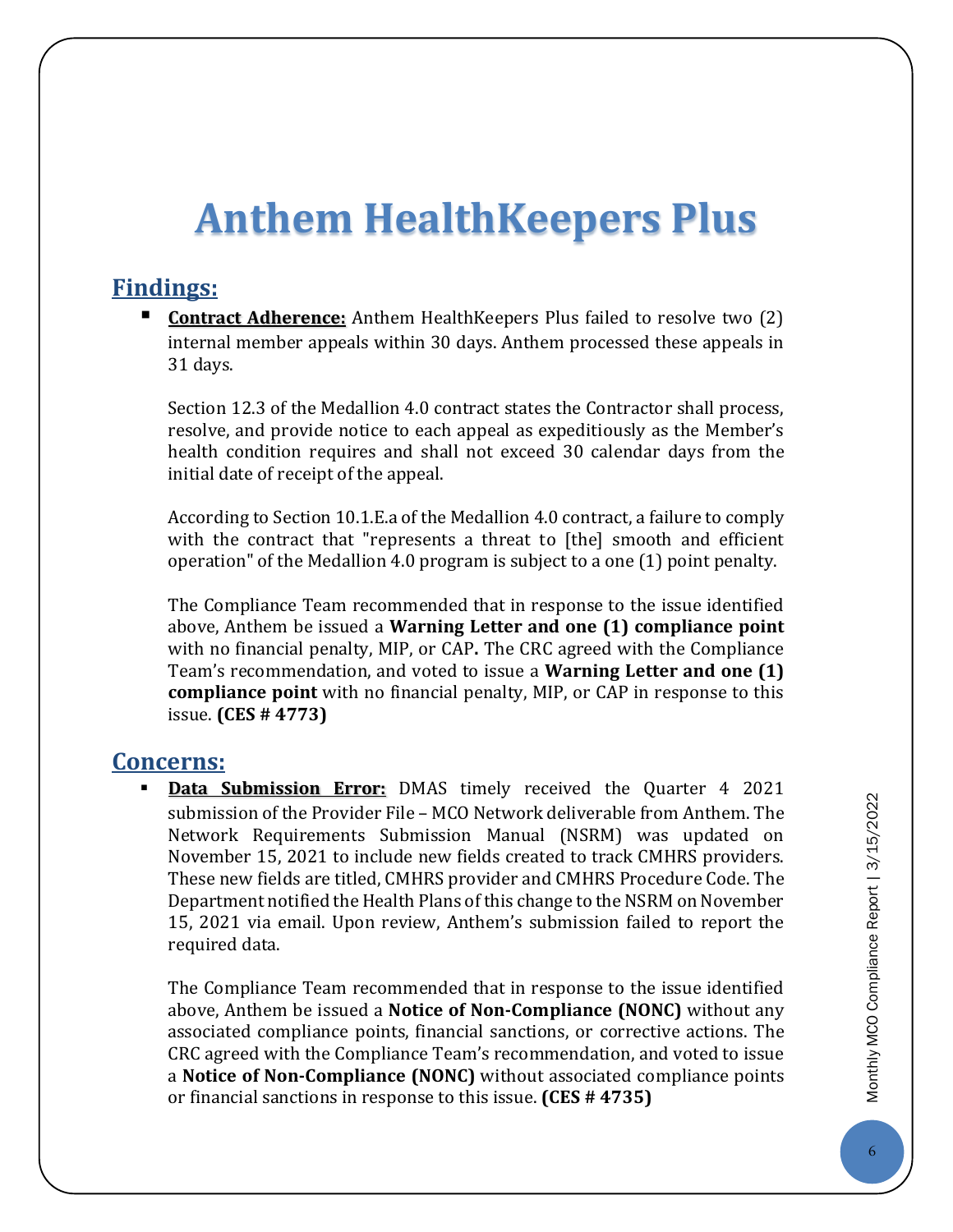# Anthem HealthKeepers Plus

## Findings:

- **Contract Adherence:** Anthem HealthKeepers Plus failed to resolve two (2) internal member appeals within 30 days. Anthem processed these appeals in 31 days.

  Section 12.3 of the Medallion 4.0 contract states the Contractor shall process, resolve, and provide notice to each appeal as expeditiously as the Member's health condition requires and shall not exceed 30 calendar days from the initial date of receipt of the appeal.

  According to Section 10.1.E.a of the Medallion 4.0 contract, a failure to comply with the contract that "represents a threat to [the] smooth and efficient operation" of the Medallion 4.0 program is subject to a one (1) point penalty.

  The Compliance Team recommended that in response to the issue identified above, Anthem be issued a **Warning Letter and one (1) compliance point** with no financial penalty, MIP, or CAP**.** The CRC agreed with the Compliance Team's recommendation, and voted to issue a **Warning Letter and one (1) compliance point** with no financial penalty, MIP, or CAP in response to this issue. **(CES # 4773)**

## Concerns:

- **Data Submission Error:** DMAS timely received the Quarter 4 2021 submission of the Provider File – MCO Network deliverable from Anthem. The Network Requirements Submission Manual (NSRM) was updated on November 15, 2021 to include new fields created to track CMHRS providers. These new fields are titled, CMHRS provider and CMHRS Procedure Code. The Department notified the Health Plans of this change to the NSRM on November 15, 2021 via email. Upon review, Anthem's submission failed to report the required data.

  The Compliance Team recommended that in response to the issue identified above, Anthem be issued a **Notice of Non-Compliance (NONC)** without any associated compliance points, financial sanctions, or corrective actions. The CRC agreed with the Compliance Team's recommendation, and voted to issue a **Notice of Non-Compliance (NONC)** without associated compliance points or financial sanctions in response to this issue. **(CES # 4735)**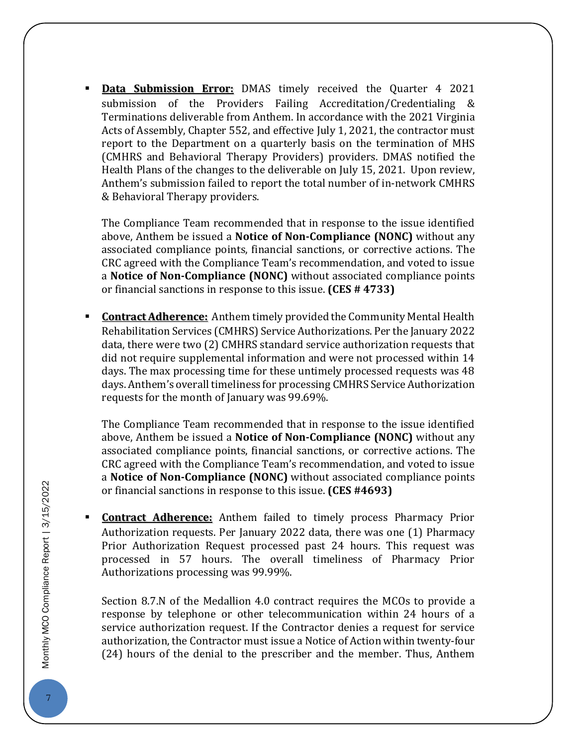- **Data Submission Error:** DMAS timely received the Quarter 4 2021 submission of the Providers Failing Accreditation/Credentialing & Terminations deliverable from Anthem. In accordance with the 2021 Virginia Acts of Assembly, Chapter 552, and effective July 1, 2021, the contractor must report to the Department on a quarterly basis on the termination of MHS (CMHRS and Behavioral Therapy Providers) providers. DMAS notified the Health Plans of the changes to the deliverable on July 15, 2021. Upon review, Anthem's submission failed to report the total number of in-network CMHRS & Behavioral Therapy providers.

  The Compliance Team recommended that in response to the issue identified above, Anthem be issued a **Notice of Non-Compliance (NONC)** without any associated compliance points, financial sanctions, or corrective actions. The CRC agreed with the Compliance Team's recommendation, and voted to issue a **Notice of Non-Compliance (NONC)** without associated compliance points or financial sanctions in response to this issue. **(CES # 4733)**

- **Contract Adherence:** Anthem timely provided the Community Mental Health Rehabilitation Services (CMHRS) Service Authorizations. Per the January 2022 data, there were two (2) CMHRS standard service authorization requests that did not require supplemental information and were not processed within 14 days. The max processing time for these untimely processed requests was 48 days. Anthem's overall timeliness for processing CMHRS Service Authorization requests for the month of January was 99.69%.

  The Compliance Team recommended that in response to the issue identified above, Anthem be issued a **Notice of Non-Compliance (NONC)** without any associated compliance points, financial sanctions, or corrective actions. The CRC agreed with the Compliance Team's recommendation, and voted to issue a **Notice of Non-Compliance (NONC)** without associated compliance points or financial sanctions in response to this issue. **(CES #4693)**

- **Contract Adherence:** Anthem failed to timely process Pharmacy Prior Authorization requests. Per January 2022 data, there was one (1) Pharmacy Prior Authorization Request processed past 24 hours. This request was processed in 57 hours. The overall timeliness of Pharmacy Prior Authorizations processing was 99.99%.

  Section 8.7.N of the Medallion 4.0 contract requires the MCOs to provide a response by telephone or other telecommunication within 24 hours of a service authorization request. If the Contractor denies a request for service authorization, the Contractor must issue a Notice of Action within twenty-four (24) hours of the denial to the prescriber and the member. Thus, Anthem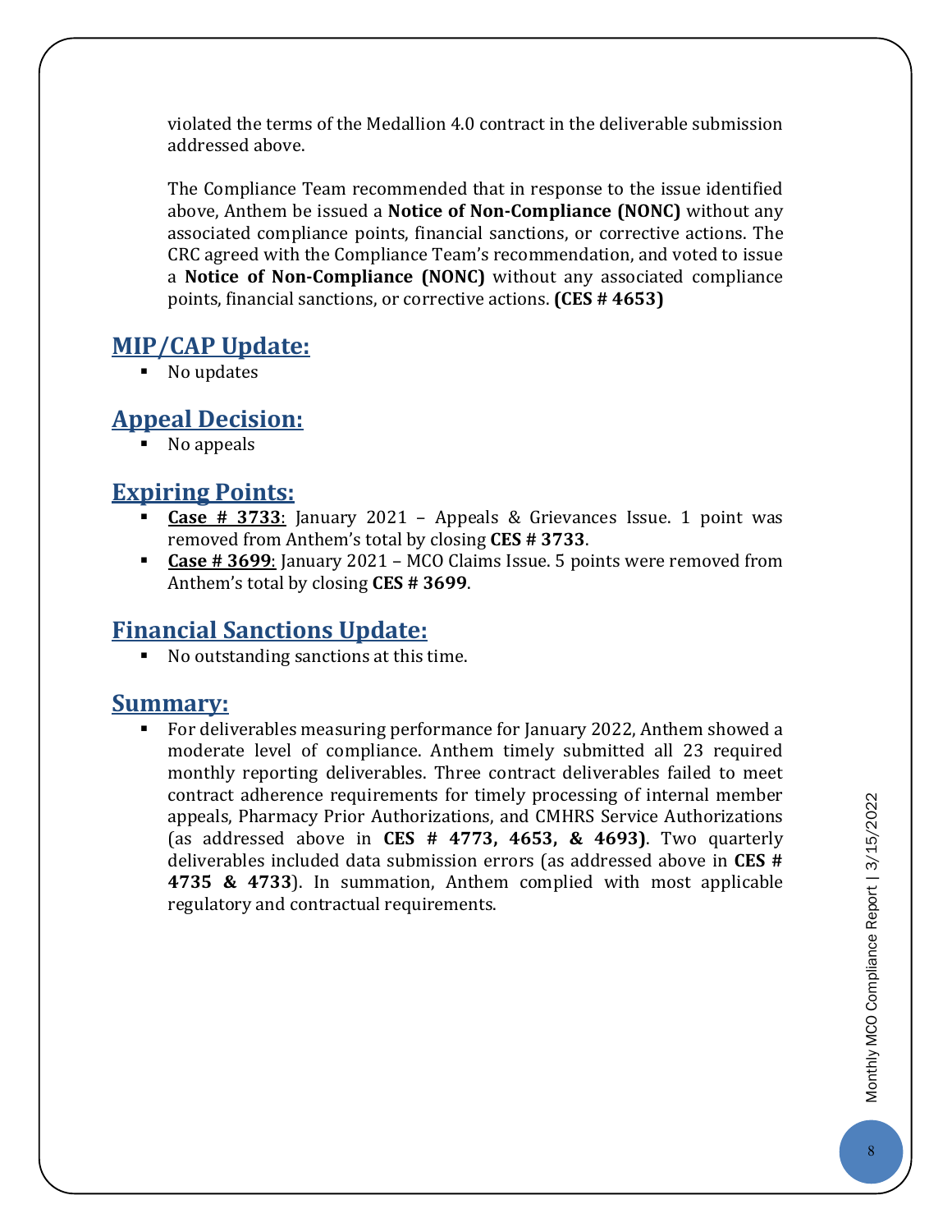violated the terms of the Medallion 4.0 contract in the deliverable submission addressed above.

The Compliance Team recommended that in response to the issue identified above, Anthem be issued a **Notice of Non-Compliance (NONC)** without any associated compliance points, financial sanctions, or corrective actions. The CRC agreed with the Compliance Team's recommendation, and voted to issue a **Notice of Non-Compliance (NONC)** without any associated compliance points, financial sanctions, or corrective actions. **(CES # 4653)**

## MIP/CAP Update:

- No updates

## Appeal Decision:

- No appeals

## Expiring Points:

- **Case # 3733**: January 2021 – Appeals & Grievances Issue. 1 point was removed from Anthem's total by closing **CES # 3733**.
- **Case # 3699**: January 2021 – MCO Claims Issue. 5 points were removed from Anthem's total by closing **CES # 3699**.

## Financial Sanctions Update:

- No outstanding sanctions at this time.

## Summary:

- For deliverables measuring performance for January 2022, Anthem showed a moderate level of compliance. Anthem timely submitted all 23 required monthly reporting deliverables. Three contract deliverables failed to meet contract adherence requirements for timely processing of internal member appeals, Pharmacy Prior Authorizations, and CMHRS Service Authorizations (as addressed above in **CES # 4773, 4653, & 4693)**. Two quarterly deliverables included data submission errors (as addressed above in **CES # 4735 & 4733**). In summation, Anthem complied with most applicable regulatory and contractual requirements.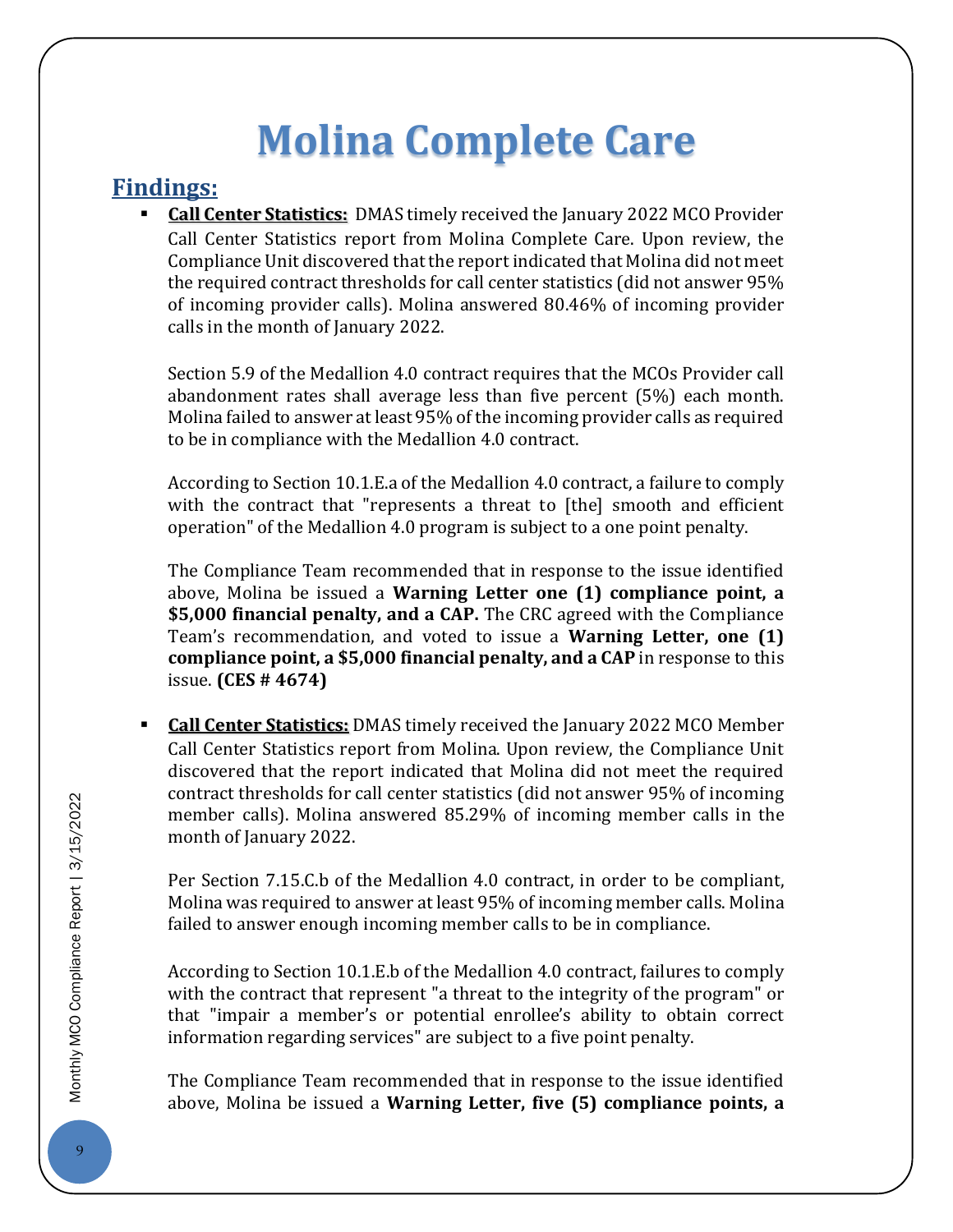# Molina Complete Care

## Findings:

- **Call Center Statistics:** DMAS timely received the January 2022 MCO Provider Call Center Statistics report from Molina Complete Care. Upon review, the Compliance Unit discovered that the report indicated that Molina did not meet the required contract thresholds for call center statistics (did not answer 95% of incoming provider calls). Molina answered 80.46% of incoming provider calls in the month of January 2022.

  Section 5.9 of the Medallion 4.0 contract requires that the MCOs Provider call abandonment rates shall average less than five percent (5%) each month. Molina failed to answer at least 95% of the incoming provider calls as required to be in compliance with the Medallion 4.0 contract.

  According to Section 10.1.E.a of the Medallion 4.0 contract, a failure to comply with the contract that "represents a threat to [the] smooth and efficient operation" of the Medallion 4.0 program is subject to a one point penalty.

  The Compliance Team recommended that in response to the issue identified above, Molina be issued a **Warning Letter one (1) compliance point, a $5,000 financial penalty, and a CAP.** The CRC agreed with the Compliance Team's recommendation, and voted to issue a **Warning Letter, one (1) compliance point, a $5,000 financial penalty, and a CAP** in response to this issue. **(CES # 4674)**

- **Call Center Statistics:** DMAS timely received the January 2022 MCO Member Call Center Statistics report from Molina. Upon review, the Compliance Unit discovered that the report indicated that Molina did not meet the required contract thresholds for call center statistics (did not answer 95% of incoming member calls). Molina answered 85.29% of incoming member calls in the month of January 2022.

  Per Section 7.15.C.b of the Medallion 4.0 contract, in order to be compliant, Molina was required to answer at least 95% of incoming member calls. Molina failed to answer enough incoming member calls to be in compliance.

  According to Section 10.1.E.b of the Medallion 4.0 contract, failures to comply with the contract that represent "a threat to the integrity of the program" or that "impair a member's or potential enrollee's ability to obtain correct information regarding services" are subject to a five point penalty.

  The Compliance Team recommended that in response to the issue identified above, Molina be issued a **Warning Letter, five (5) compliance points, a**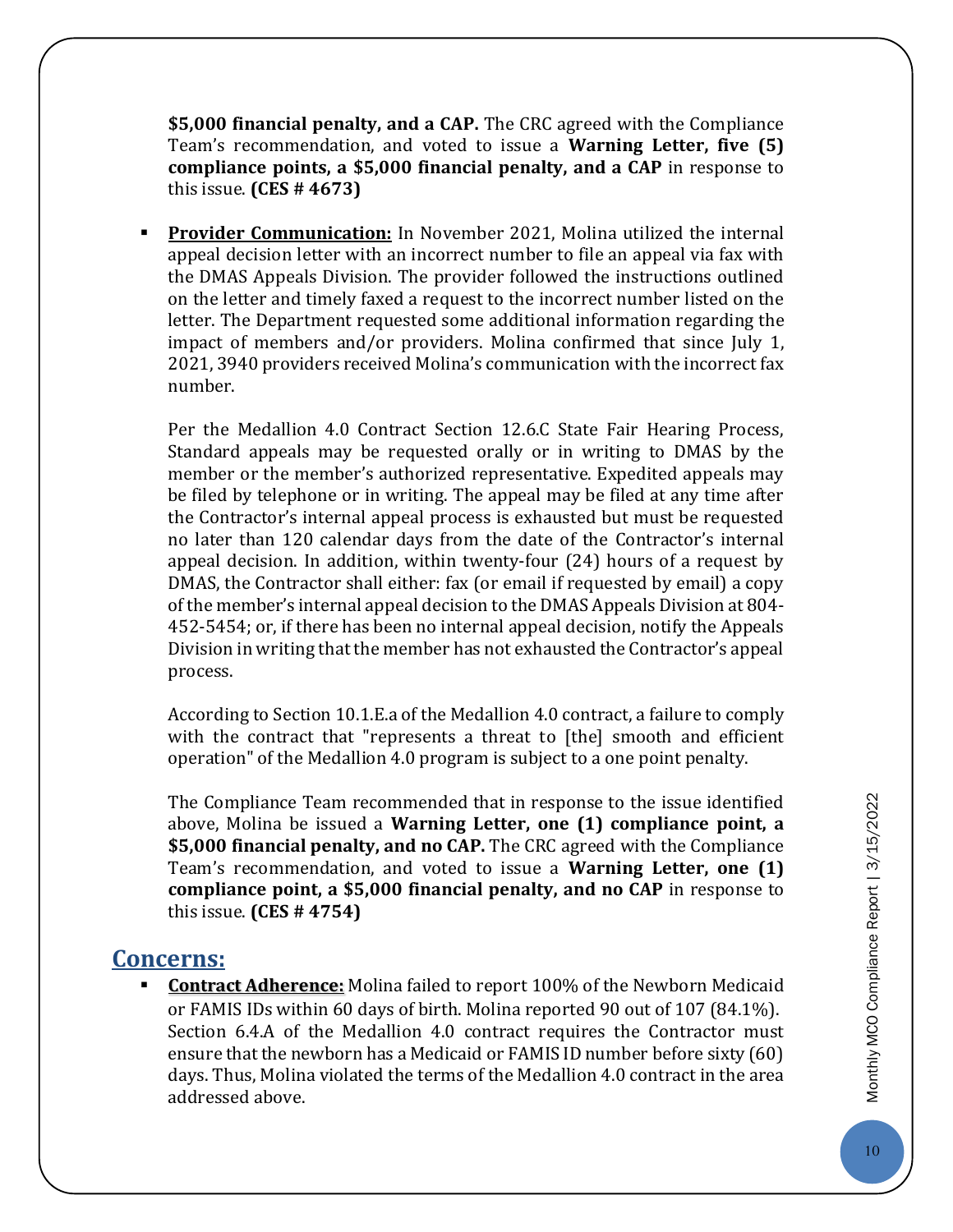**$5,000 financial penalty, and a CAP.** The CRC agreed with the Compliance Team's recommendation, and voted to issue a **Warning Letter, five (5) compliance points, a $5,000 financial penalty, and a CAP** in response to this issue. **(CES # 4673)**

- **Provider Communication:** In November 2021, Molina utilized the internal appeal decision letter with an incorrect number to file an appeal via fax with the DMAS Appeals Division. The provider followed the instructions outlined on the letter and timely faxed a request to the incorrect number listed on the letter. The Department requested some additional information regarding the impact of members and/or providers. Molina confirmed that since July 1, 2021, 3940 providers received Molina's communication with the incorrect fax number.

  Per the Medallion 4.0 Contract Section 12.6.C State Fair Hearing Process, Standard appeals may be requested orally or in writing to DMAS by the member or the member's authorized representative. Expedited appeals may be filed by telephone or in writing. The appeal may be filed at any time after the Contractor's internal appeal process is exhausted but must be requested no later than 120 calendar days from the date of the Contractor's internal appeal decision. In addition, within twenty-four (24) hours of a request by DMAS, the Contractor shall either: fax (or email if requested by email) a copy of the member's internal appeal decision to the DMAS Appeals Division at 804-452-5454; or, if there has been no internal appeal decision, notify the Appeals Division in writing that the member has not exhausted the Contractor's appeal process.

  According to Section 10.1.E.a of the Medallion 4.0 contract, a failure to comply with the contract that "represents a threat to [the] smooth and efficient operation" of the Medallion 4.0 program is subject to a one point penalty.

  The Compliance Team recommended that in response to the issue identified above, Molina be issued a **Warning Letter, one (1) compliance point, a $5,000 financial penalty, and no CAP.** The CRC agreed with the Compliance Team's recommendation, and voted to issue a **Warning Letter, one (1) compliance point, a $5,000 financial penalty, and no CAP** in response to this issue. **(CES # 4754)**

## Concerns:

- **Contract Adherence:** Molina failed to report 100% of the Newborn Medicaid or FAMIS IDs within 60 days of birth. Molina reported 90 out of 107 (84.1%). Section 6.4.A of the Medallion 4.0 contract requires the Contractor must ensure that the newborn has a Medicaid or FAMIS ID number before sixty (60) days. Thus, Molina violated the terms of the Medallion 4.0 contract in the area addressed above.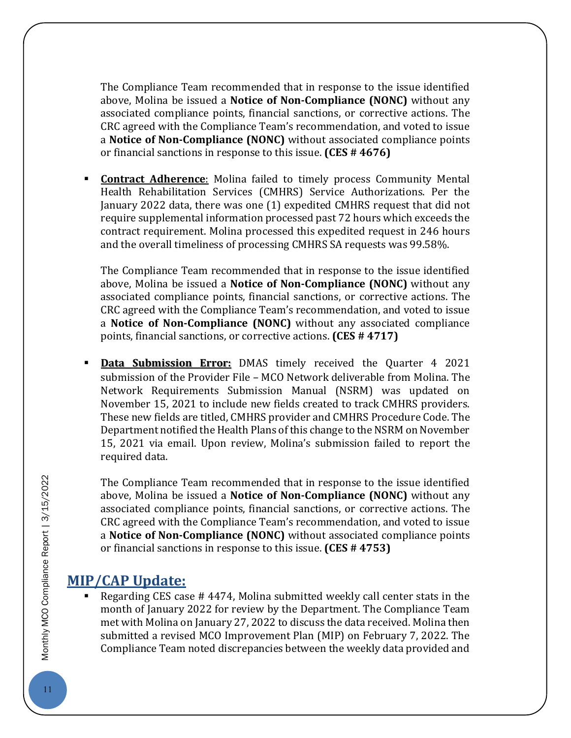The Compliance Team recommended that in response to the issue identified above, Molina be issued a **Notice of Non-Compliance (NONC)** without any associated compliance points, financial sanctions, or corrective actions. The CRC agreed with the Compliance Team's recommendation, and voted to issue a **Notice of Non-Compliance (NONC)** without associated compliance points or financial sanctions in response to this issue. **(CES # 4676)**

- **Contract Adherence**: Molina failed to timely process Community Mental Health Rehabilitation Services (CMHRS) Service Authorizations. Per the January 2022 data, there was one (1) expedited CMHRS request that did not require supplemental information processed past 72 hours which exceeds the contract requirement. Molina processed this expedited request in 246 hours and the overall timeliness of processing CMHRS SA requests was 99.58%.

  The Compliance Team recommended that in response to the issue identified above, Molina be issued a **Notice of Non-Compliance (NONC)** without any associated compliance points, financial sanctions, or corrective actions. The CRC agreed with the Compliance Team's recommendation, and voted to issue a **Notice of Non-Compliance (NONC)** without any associated compliance points, financial sanctions, or corrective actions. **(CES # 4717)**

- **Data Submission Error:** DMAS timely received the Quarter 4 2021 submission of the Provider File – MCO Network deliverable from Molina. The Network Requirements Submission Manual (NSRM) was updated on November 15, 2021 to include new fields created to track CMHRS providers. These new fields are titled, CMHRS provider and CMHRS Procedure Code. The Department notified the Health Plans of this change to the NSRM on November 15, 2021 via email. Upon review, Molina's submission failed to report the required data.

  The Compliance Team recommended that in response to the issue identified above, Molina be issued a **Notice of Non-Compliance (NONC)** without any associated compliance points, financial sanctions, or corrective actions. The CRC agreed with the Compliance Team's recommendation, and voted to issue a **Notice of Non-Compliance (NONC)** without associated compliance points or financial sanctions in response to this issue. **(CES # 4753)**

## MIP/CAP Update:

- Regarding CES case # 4474, Molina submitted weekly call center stats in the month of January 2022 for review by the Department. The Compliance Team met with Molina on January 27, 2022 to discuss the data received. Molina then submitted a revised MCO Improvement Plan (MIP) on February 7, 2022. The Compliance Team noted discrepancies between the weekly data provided and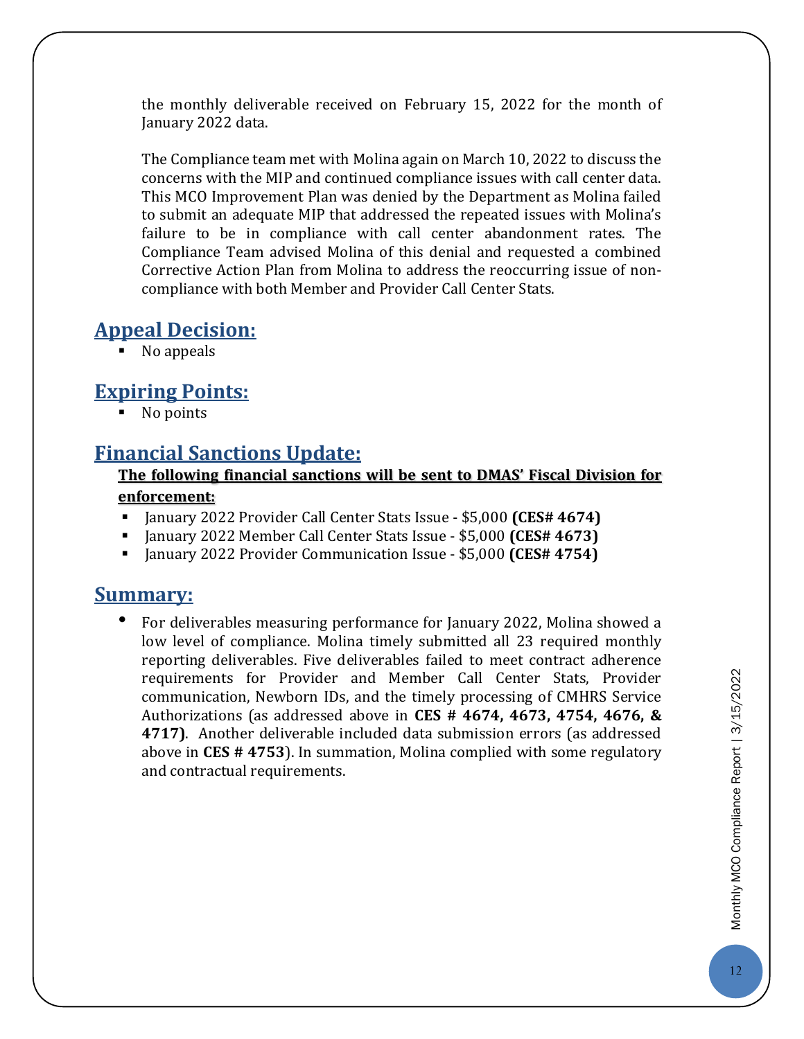the monthly deliverable received on February 15, 2022 for the month of January 2022 data.

The Compliance team met with Molina again on March 10, 2022 to discuss the concerns with the MIP and continued compliance issues with call center data. This MCO Improvement Plan was denied by the Department as Molina failed to submit an adequate MIP that addressed the repeated issues with Molina's failure to be in compliance with call center abandonment rates. The Compliance Team advised Molina of this denial and requested a combined Corrective Action Plan from Molina to address the reoccurring issue of non-compliance with both Member and Provider Call Center Stats.

## Appeal Decision:

- No appeals

## Expiring Points:

- No points

## Financial Sanctions Update:

**The following financial sanctions will be sent to DMAS' Fiscal Division for enforcement:**

- January 2022 Provider Call Center Stats Issue - $5,000 **(CES# 4674)**
- January 2022 Member Call Center Stats Issue - $5,000 **(CES# 4673)**
- January 2022 Provider Communication Issue - $5,000 **(CES# 4754)**

## Summary:

- For deliverables measuring performance for January 2022, Molina showed a low level of compliance. Molina timely submitted all 23 required monthly reporting deliverables. Five deliverables failed to meet contract adherence requirements for Provider and Member Call Center Stats, Provider communication, Newborn IDs, and the timely processing of CMHRS Service Authorizations (as addressed above in **CES # 4674, 4673, 4754, 4676, & 4717)**. Another deliverable included data submission errors (as addressed above in **CES # 4753**). In summation, Molina complied with some regulatory and contractual requirements.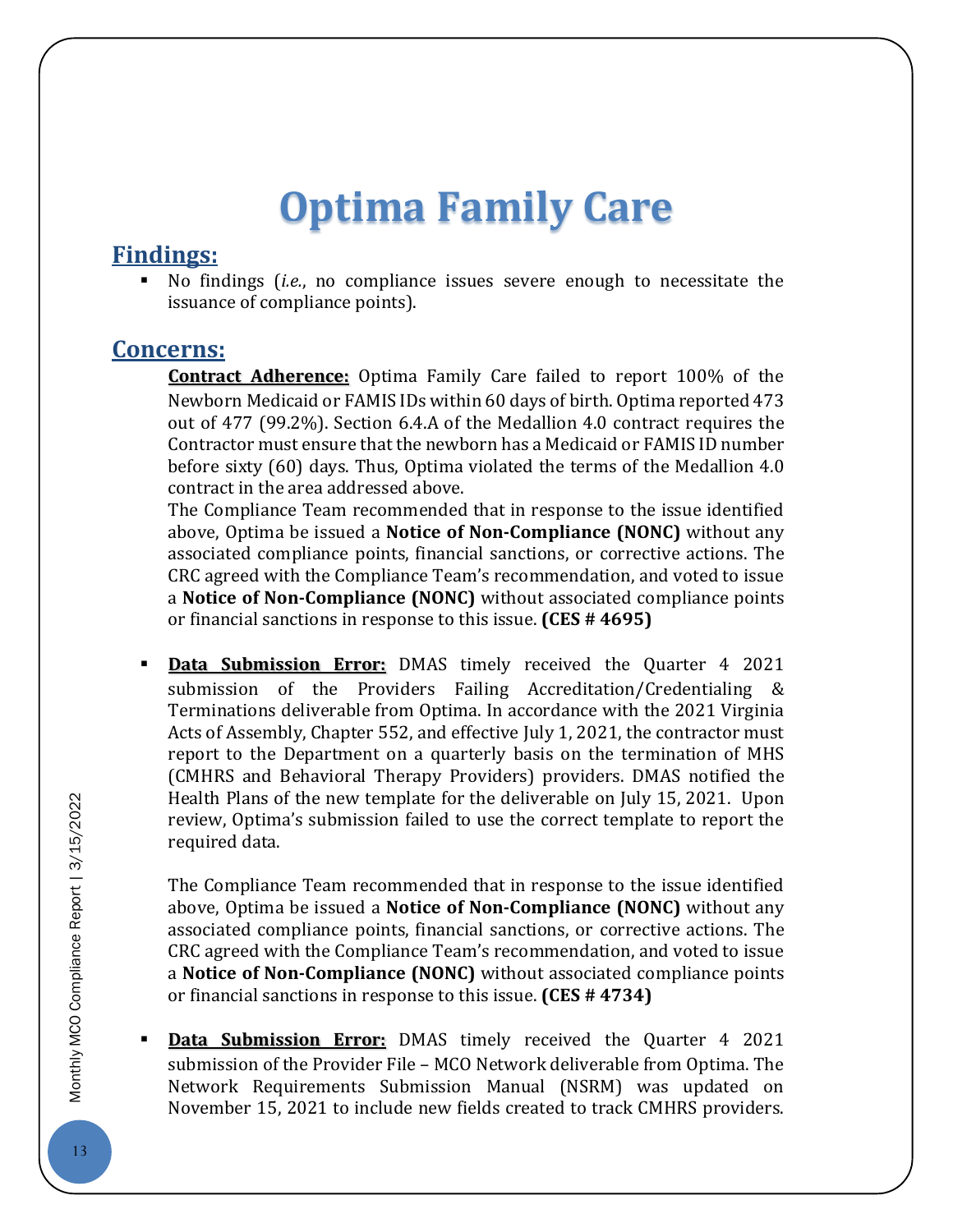# Optima Family Care

## Findings:

- No findings (*i.e.*, no compliance issues severe enough to necessitate the issuance of compliance points).

## Concerns:

**Contract Adherence:** Optima Family Care failed to report 100% of the Newborn Medicaid or FAMIS IDs within 60 days of birth. Optima reported 473 out of 477 (99.2%). Section 6.4.A of the Medallion 4.0 contract requires the Contractor must ensure that the newborn has a Medicaid or FAMIS ID number before sixty (60) days. Thus, Optima violated the terms of the Medallion 4.0 contract in the area addressed above.

The Compliance Team recommended that in response to the issue identified above, Optima be issued a **Notice of Non-Compliance (NONC)** without any associated compliance points, financial sanctions, or corrective actions. The CRC agreed with the Compliance Team's recommendation, and voted to issue a **Notice of Non-Compliance (NONC)** without associated compliance points or financial sanctions in response to this issue. **(CES # 4695)**

- **Data Submission Error:** DMAS timely received the Quarter 4 2021 submission of the Providers Failing Accreditation/Credentialing & Terminations deliverable from Optima. In accordance with the 2021 Virginia Acts of Assembly, Chapter 552, and effective July 1, 2021, the contractor must report to the Department on a quarterly basis on the termination of MHS (CMHRS and Behavioral Therapy Providers) providers. DMAS notified the Health Plans of the new template for the deliverable on July 15, 2021. Upon review, Optima's submission failed to use the correct template to report the required data.

  The Compliance Team recommended that in response to the issue identified above, Optima be issued a **Notice of Non-Compliance (NONC)** without any associated compliance points, financial sanctions, or corrective actions. The CRC agreed with the Compliance Team's recommendation, and voted to issue a **Notice of Non-Compliance (NONC)** without associated compliance points or financial sanctions in response to this issue. **(CES # 4734)**

- **Data Submission Error:** DMAS timely received the Quarter 4 2021 submission of the Provider File – MCO Network deliverable from Optima. The Network Requirements Submission Manual (NSRM) was updated on November 15, 2021 to include new fields created to track CMHRS providers.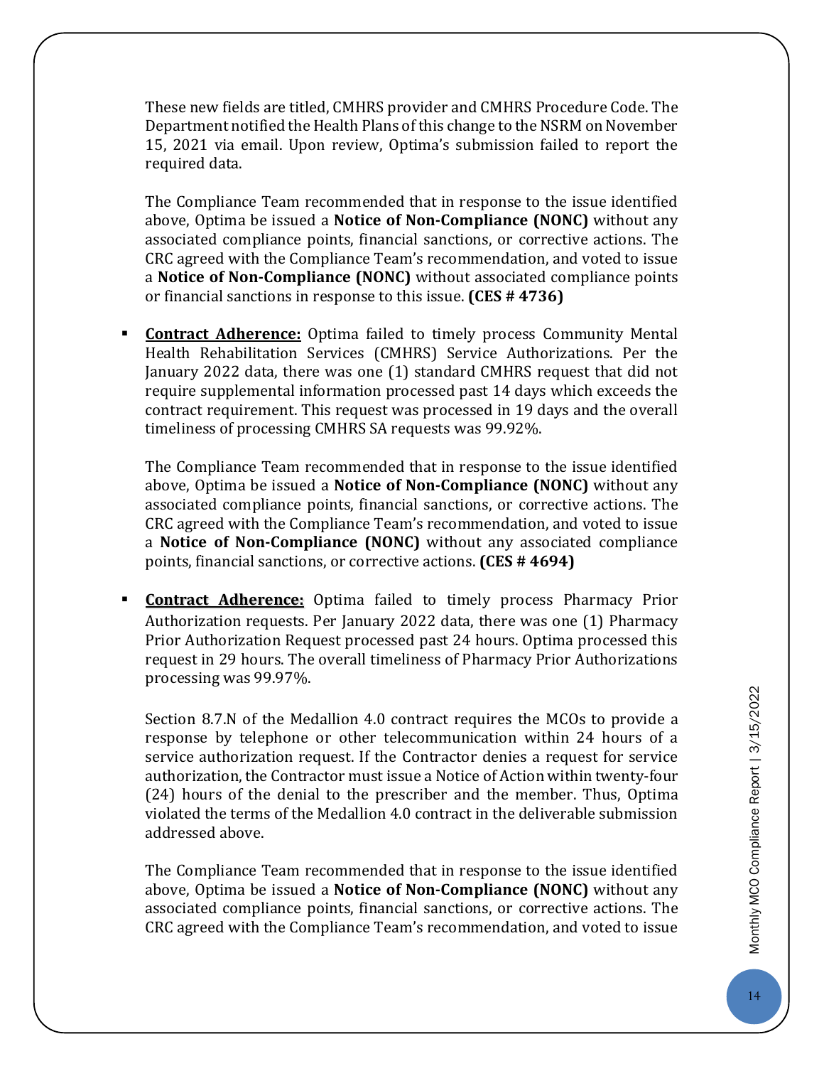These new fields are titled, CMHRS provider and CMHRS Procedure Code. The Department notified the Health Plans of this change to the NSRM on November 15, 2021 via email. Upon review, Optima's submission failed to report the required data.

The Compliance Team recommended that in response to the issue identified above, Optima be issued a **Notice of Non-Compliance (NONC)** without any associated compliance points, financial sanctions, or corrective actions. The CRC agreed with the Compliance Team's recommendation, and voted to issue a **Notice of Non-Compliance (NONC)** without associated compliance points or financial sanctions in response to this issue. **(CES # 4736)**

- **<u>Contract Adherence:</u>** Optima failed to timely process Community Mental Health Rehabilitation Services (CMHRS) Service Authorizations. Per the January 2022 data, there was one (1) standard CMHRS request that did not require supplemental information processed past 14 days which exceeds the contract requirement. This request was processed in 19 days and the overall timeliness of processing CMHRS SA requests was 99.92%.

  The Compliance Team recommended that in response to the issue identified above, Optima be issued a **Notice of Non-Compliance (NONC)** without any associated compliance points, financial sanctions, or corrective actions. The CRC agreed with the Compliance Team's recommendation, and voted to issue a **Notice of Non-Compliance (NONC)** without any associated compliance points, financial sanctions, or corrective actions. **(CES # 4694)**

- **<u>Contract Adherence:</u>** Optima failed to timely process Pharmacy Prior Authorization requests. Per January 2022 data, there was one (1) Pharmacy Prior Authorization Request processed past 24 hours. Optima processed this request in 29 hours. The overall timeliness of Pharmacy Prior Authorizations processing was 99.97%.

  Section 8.7.N of the Medallion 4.0 contract requires the MCOs to provide a response by telephone or other telecommunication within 24 hours of a service authorization request. If the Contractor denies a request for service authorization, the Contractor must issue a Notice of Action within twenty-four (24) hours of the denial to the prescriber and the member. Thus, Optima violated the terms of the Medallion 4.0 contract in the deliverable submission addressed above.

  The Compliance Team recommended that in response to the issue identified above, Optima be issued a **Notice of Non-Compliance (NONC)** without any associated compliance points, financial sanctions, or corrective actions. The CRC agreed with the Compliance Team's recommendation, and voted to issue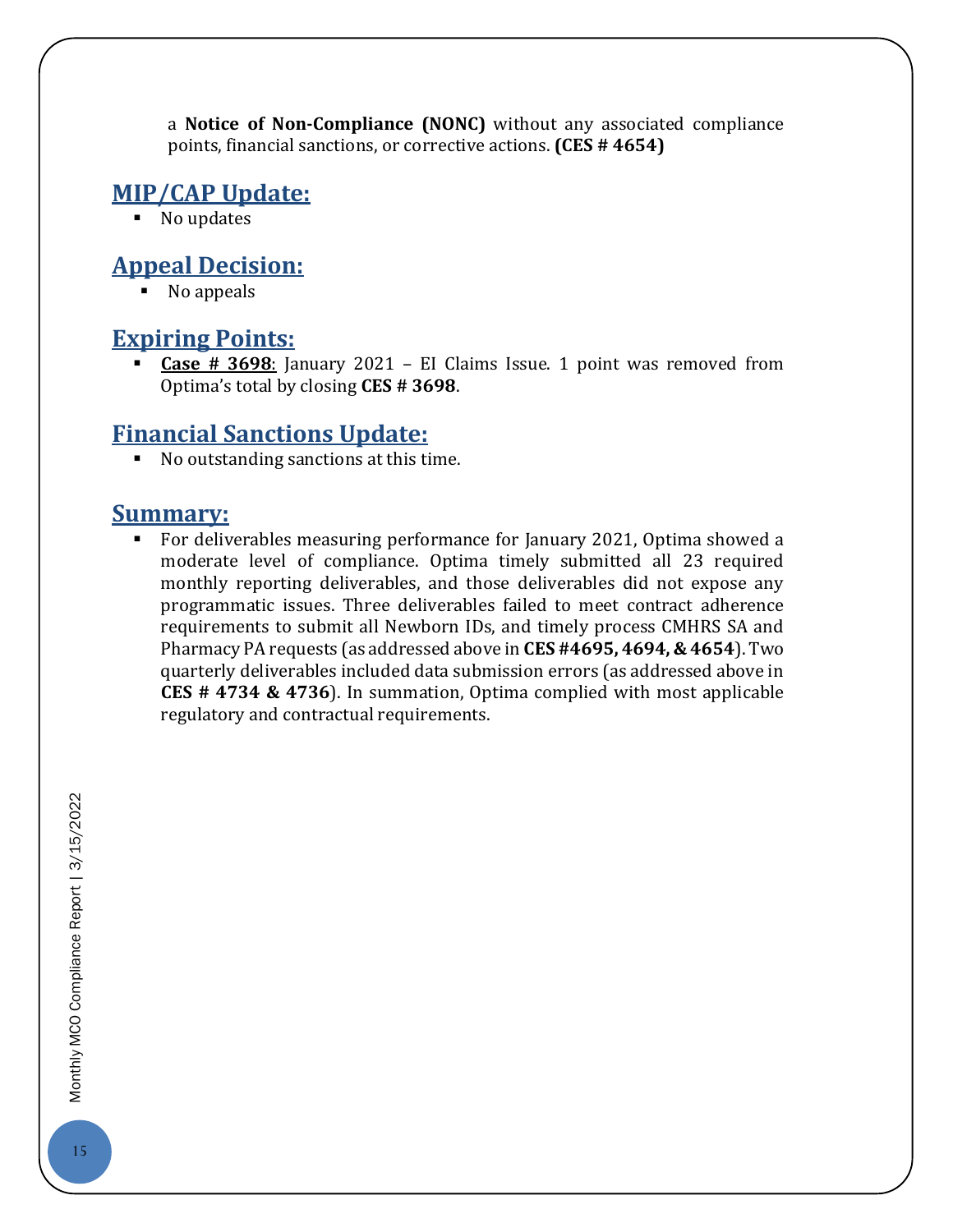a **Notice of Non-Compliance (NONC)** without any associated compliance points, financial sanctions, or corrective actions. **(CES # 4654)**

## MIP/CAP Update:

- No updates

## Appeal Decision:

- No appeals

## Expiring Points:

- **Case # 3698**: January 2021 – EI Claims Issue. 1 point was removed from Optima's total by closing **CES # 3698**.

## Financial Sanctions Update:

- No outstanding sanctions at this time.

## Summary:

- For deliverables measuring performance for January 2021, Optima showed a moderate level of compliance. Optima timely submitted all 23 required monthly reporting deliverables, and those deliverables did not expose any programmatic issues. Three deliverables failed to meet contract adherence requirements to submit all Newborn IDs, and timely process CMHRS SA and Pharmacy PA requests (as addressed above in **CES #4695, 4694, & 4654**). Two quarterly deliverables included data submission errors (as addressed above in **CES # 4734 & 4736**). In summation, Optima complied with most applicable regulatory and contractual requirements.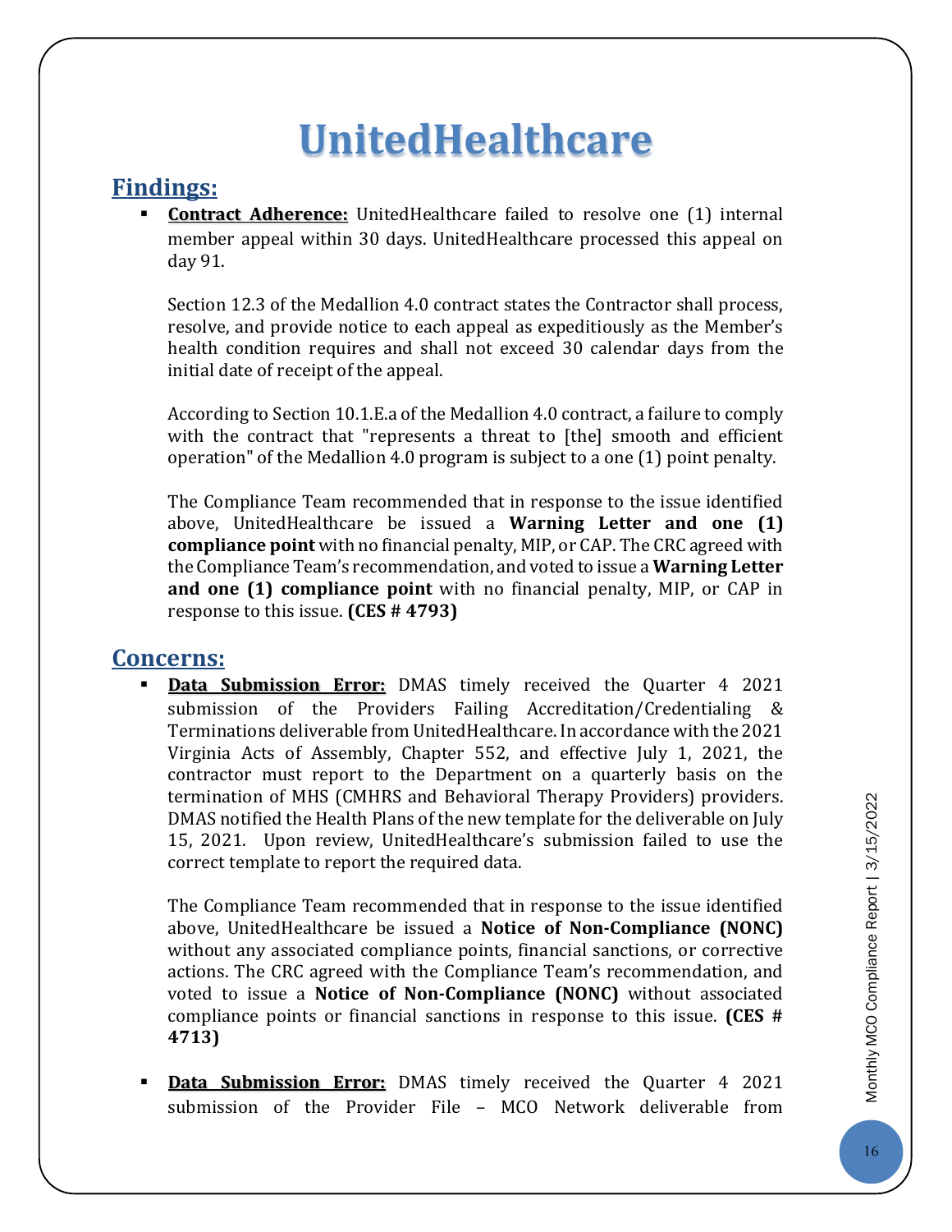# UnitedHealthcare

## Findings:

- **Contract Adherence:** UnitedHealthcare failed to resolve one (1) internal member appeal within 30 days. UnitedHealthcare processed this appeal on day 91.

  Section 12.3 of the Medallion 4.0 contract states the Contractor shall process, resolve, and provide notice to each appeal as expeditiously as the Member's health condition requires and shall not exceed 30 calendar days from the initial date of receipt of the appeal.

  According to Section 10.1.E.a of the Medallion 4.0 contract, a failure to comply with the contract that "represents a threat to [the] smooth and efficient operation" of the Medallion 4.0 program is subject to a one (1) point penalty.

  The Compliance Team recommended that in response to the issue identified above, UnitedHealthcare be issued a **Warning Letter and one (1) compliance point** with no financial penalty, MIP, or CAP. The CRC agreed with the Compliance Team's recommendation, and voted to issue a **Warning Letter and one (1) compliance point** with no financial penalty, MIP, or CAP in response to this issue. **(CES # 4793)**

## Concerns:

- **Data Submission Error:** DMAS timely received the Quarter 4 2021 submission of the Providers Failing Accreditation/Credentialing & Terminations deliverable from UnitedHealthcare. In accordance with the 2021 Virginia Acts of Assembly, Chapter 552, and effective July 1, 2021, the contractor must report to the Department on a quarterly basis on the termination of MHS (CMHRS and Behavioral Therapy Providers) providers. DMAS notified the Health Plans of the new template for the deliverable on July 15, 2021. Upon review, UnitedHealthcare's submission failed to use the correct template to report the required data.

  The Compliance Team recommended that in response to the issue identified above, UnitedHealthcare be issued a **Notice of Non-Compliance (NONC)** without any associated compliance points, financial sanctions, or corrective actions. The CRC agreed with the Compliance Team's recommendation, and voted to issue a **Notice of Non-Compliance (NONC)** without associated compliance points or financial sanctions in response to this issue. **(CES # 4713)**

- **Data Submission Error:** DMAS timely received the Quarter 4 2021 submission of the Provider File – MCO Network deliverable from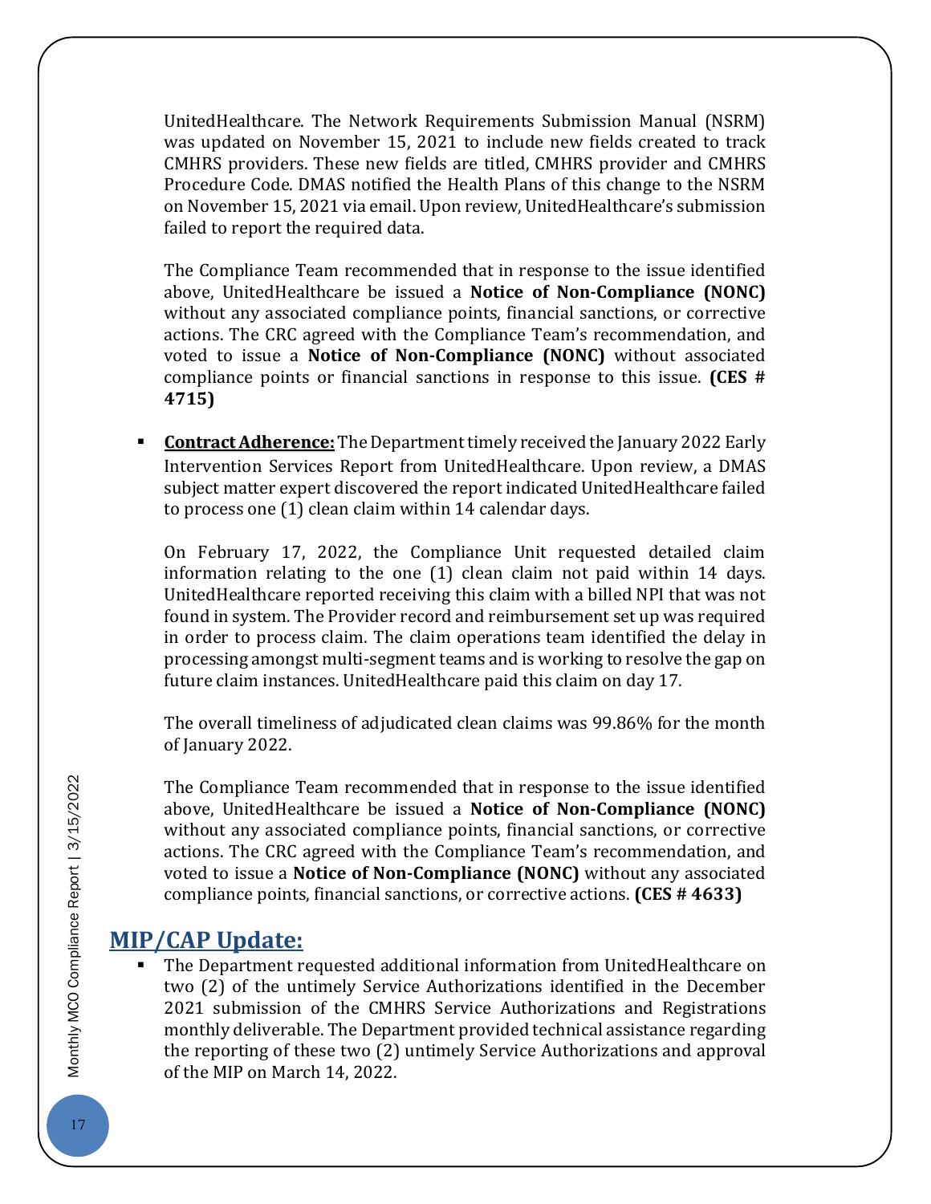UnitedHealthcare. The Network Requirements Submission Manual (NSRM) was updated on November 15, 2021 to include new fields created to track CMHRS providers. These new fields are titled, CMHRS provider and CMHRS Procedure Code. DMAS notified the Health Plans of this change to the NSRM on November 15, 2021 via email. Upon review, UnitedHealthcare's submission failed to report the required data.

The Compliance Team recommended that in response to the issue identified above, UnitedHealthcare be issued a **Notice of Non-Compliance (NONC)** without any associated compliance points, financial sanctions, or corrective actions. The CRC agreed with the Compliance Team's recommendation, and voted to issue a **Notice of Non-Compliance (NONC)** without associated compliance points or financial sanctions in response to this issue. **(CES # 4715)**

- **Contract Adherence:** The Department timely received the January 2022 Early Intervention Services Report from UnitedHealthcare. Upon review, a DMAS subject matter expert discovered the report indicated UnitedHealthcare failed to process one (1) clean claim within 14 calendar days.

  On February 17, 2022, the Compliance Unit requested detailed claim information relating to the one (1) clean claim not paid within 14 days. UnitedHealthcare reported receiving this claim with a billed NPI that was not found in system. The Provider record and reimbursement set up was required in order to process claim. The claim operations team identified the delay in processing amongst multi-segment teams and is working to resolve the gap on future claim instances. UnitedHealthcare paid this claim on day 17.

  The overall timeliness of adjudicated clean claims was 99.86% for the month of January 2022.

  The Compliance Team recommended that in response to the issue identified above, UnitedHealthcare be issued a **Notice of Non-Compliance (NONC)** without any associated compliance points, financial sanctions, or corrective actions. The CRC agreed with the Compliance Team's recommendation, and voted to issue a **Notice of Non-Compliance (NONC)** without any associated compliance points, financial sanctions, or corrective actions. **(CES # 4633)**

## MIP/CAP Update:

- The Department requested additional information from UnitedHealthcare on two (2) of the untimely Service Authorizations identified in the December 2021 submission of the CMHRS Service Authorizations and Registrations monthly deliverable. The Department provided technical assistance regarding the reporting of these two (2) untimely Service Authorizations and approval of the MIP on March 14, 2022.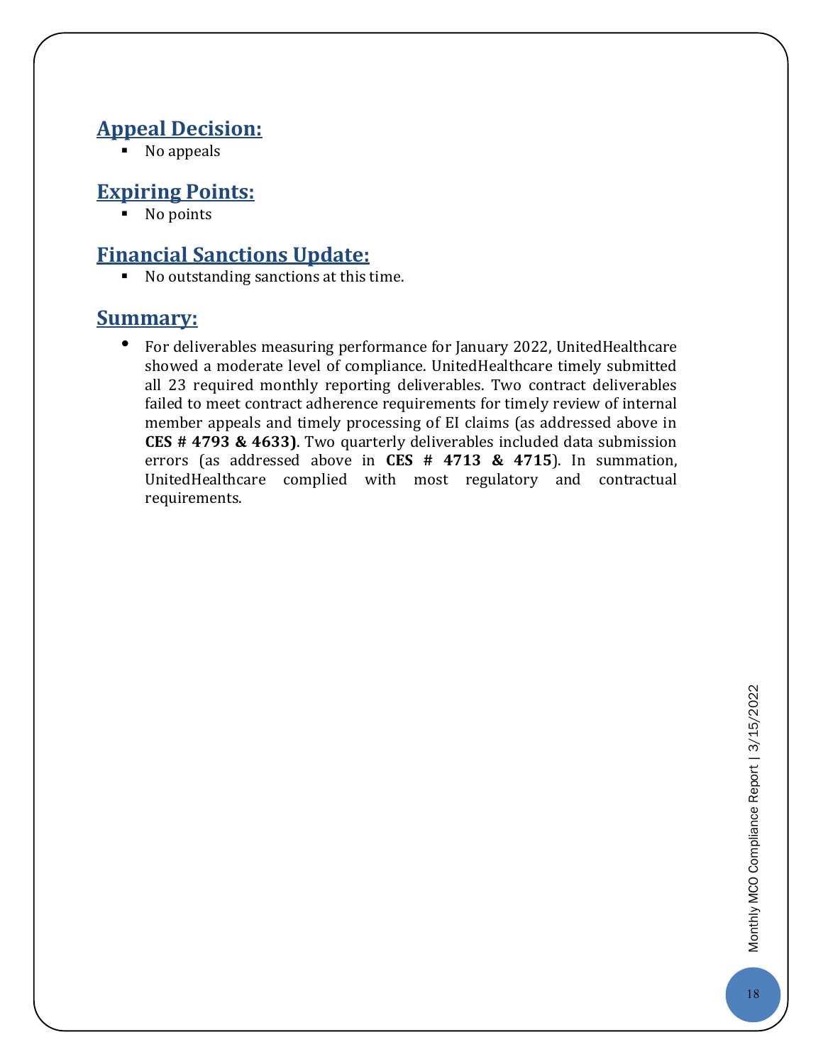## Appeal Decision:

- No appeals

## Expiring Points:

- No points

## Financial Sanctions Update:

- No outstanding sanctions at this time.

## Summary:

- For deliverables measuring performance for January 2022, UnitedHealthcare showed a moderate level of compliance. UnitedHealthcare timely submitted all 23 required monthly reporting deliverables. Two contract deliverables failed to meet contract adherence requirements for timely review of internal member appeals and timely processing of EI claims (as addressed above in **CES # 4793 & 4633)**. Two quarterly deliverables included data submission errors (as addressed above in **CES # 4713 & 4715**). In summation, UnitedHealthcare complied with most regulatory and contractual requirements.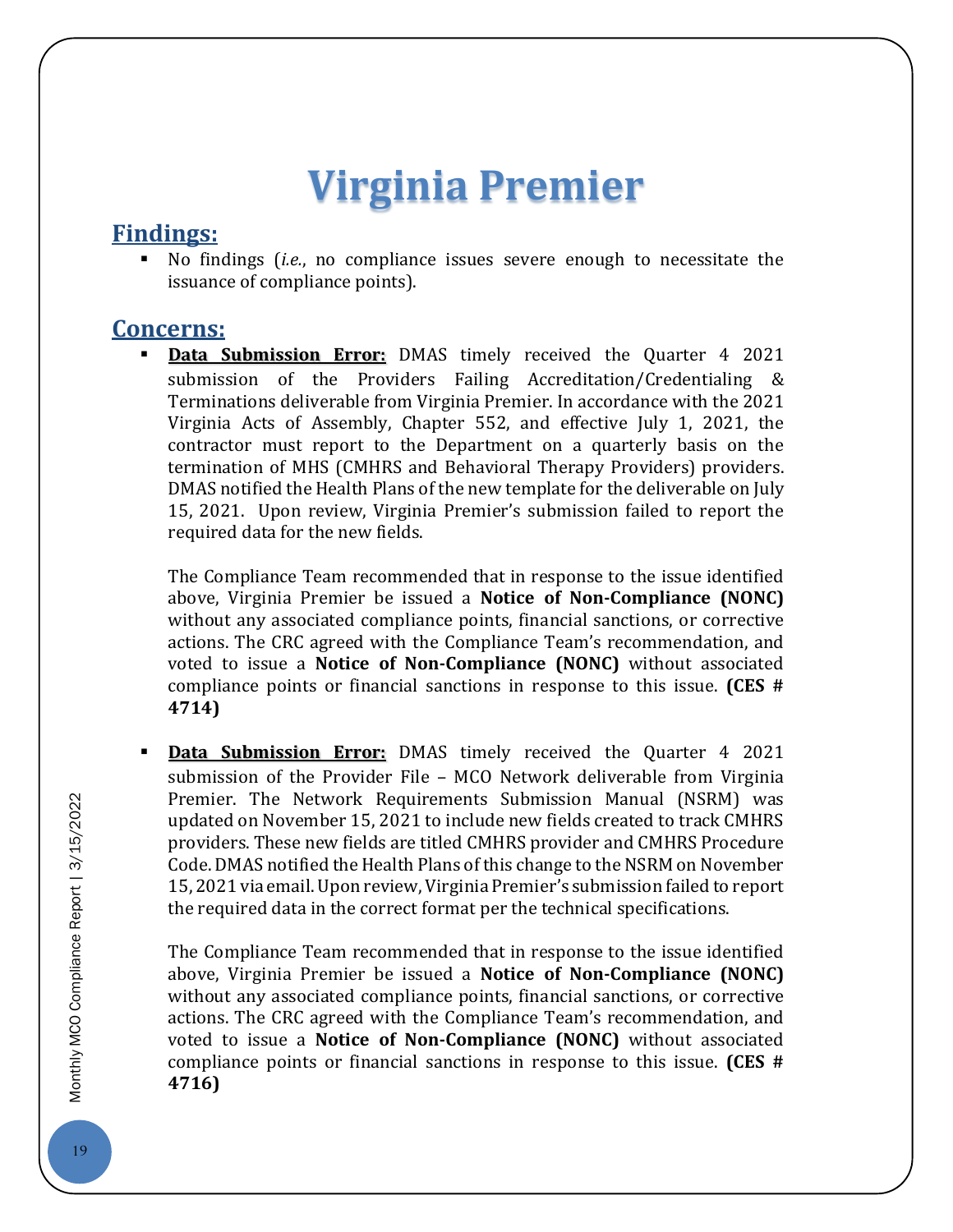# Virginia Premier

## Findings:

- No findings (*i.e.*, no compliance issues severe enough to necessitate the issuance of compliance points).

## Concerns:

- **Data Submission Error:** DMAS timely received the Quarter 4 2021 submission of the Providers Failing Accreditation/Credentialing & Terminations deliverable from Virginia Premier. In accordance with the 2021 Virginia Acts of Assembly, Chapter 552, and effective July 1, 2021, the contractor must report to the Department on a quarterly basis on the termination of MHS (CMHRS and Behavioral Therapy Providers) providers. DMAS notified the Health Plans of the new template for the deliverable on July 15, 2021. Upon review, Virginia Premier's submission failed to report the required data for the new fields.

  The Compliance Team recommended that in response to the issue identified above, Virginia Premier be issued a **Notice of Non-Compliance (NONC)** without any associated compliance points, financial sanctions, or corrective actions. The CRC agreed with the Compliance Team's recommendation, and voted to issue a **Notice of Non-Compliance (NONC)** without associated compliance points or financial sanctions in response to this issue. **(CES # 4714)**

- **Data Submission Error:** DMAS timely received the Quarter 4 2021 submission of the Provider File – MCO Network deliverable from Virginia Premier. The Network Requirements Submission Manual (NSRM) was updated on November 15, 2021 to include new fields created to track CMHRS providers. These new fields are titled CMHRS provider and CMHRS Procedure Code. DMAS notified the Health Plans of this change to the NSRM on November 15, 2021 via email. Upon review, Virginia Premier's submission failed to report the required data in the correct format per the technical specifications.

  The Compliance Team recommended that in response to the issue identified above, Virginia Premier be issued a **Notice of Non-Compliance (NONC)** without any associated compliance points, financial sanctions, or corrective actions. The CRC agreed with the Compliance Team's recommendation, and voted to issue a **Notice of Non-Compliance (NONC)** without associated compliance points or financial sanctions in response to this issue. **(CES # 4716)**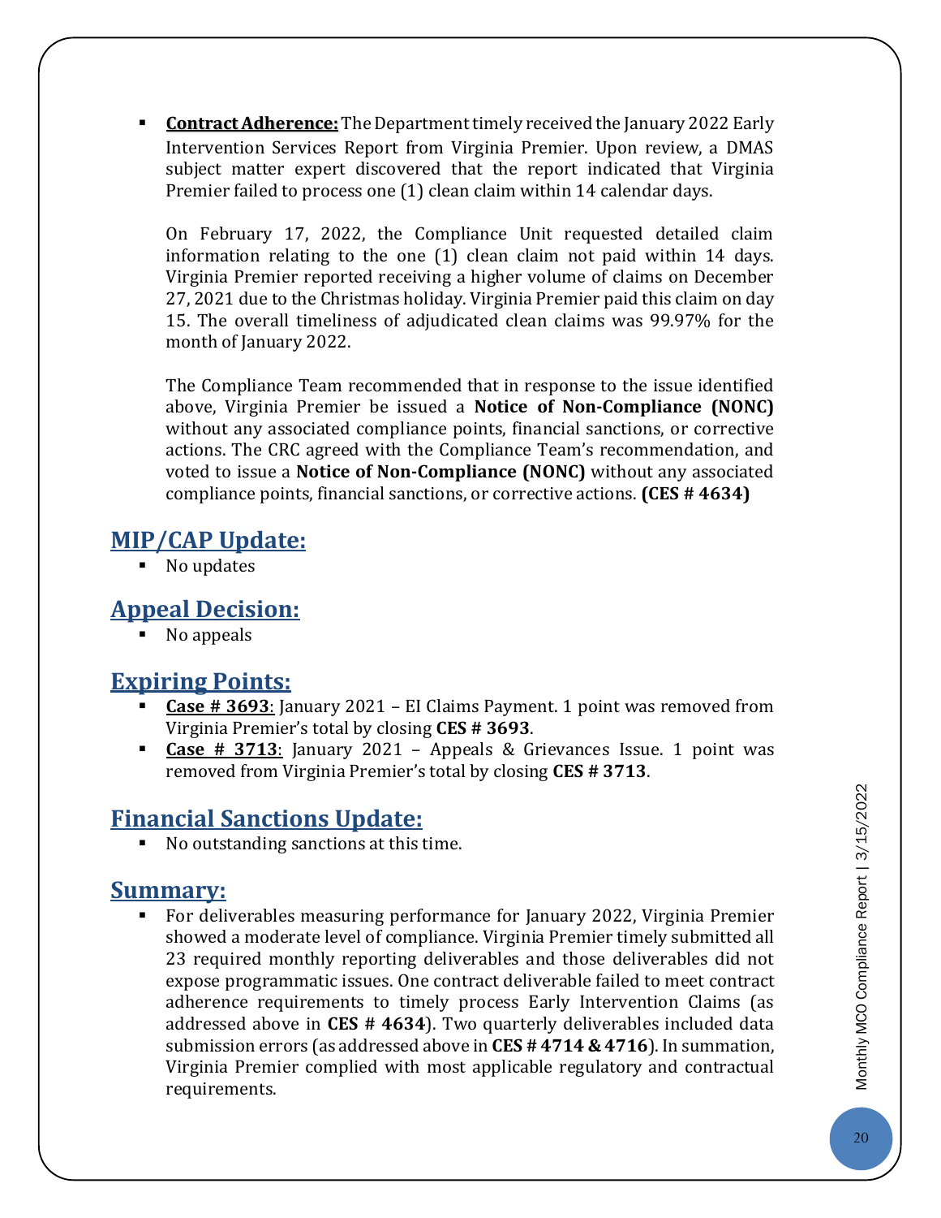- **Contract Adherence:** The Department timely received the January 2022 Early Intervention Services Report from Virginia Premier. Upon review, a DMAS subject matter expert discovered that the report indicated that Virginia Premier failed to process one (1) clean claim within 14 calendar days.

  On February 17, 2022, the Compliance Unit requested detailed claim information relating to the one (1) clean claim not paid within 14 days. Virginia Premier reported receiving a higher volume of claims on December 27, 2021 due to the Christmas holiday. Virginia Premier paid this claim on day 15. The overall timeliness of adjudicated clean claims was 99.97% for the month of January 2022.

  The Compliance Team recommended that in response to the issue identified above, Virginia Premier be issued a **Notice of Non-Compliance (NONC)** without any associated compliance points, financial sanctions, or corrective actions. The CRC agreed with the Compliance Team's recommendation, and voted to issue a **Notice of Non-Compliance (NONC)** without any associated compliance points, financial sanctions, or corrective actions. **(CES # 4634)**

## MIP/CAP Update:

- No updates

## Appeal Decision:

- No appeals

## Expiring Points:

- **Case # 3693**: January 2021 – EI Claims Payment. 1 point was removed from Virginia Premier's total by closing **CES # 3693**.
- **Case # 3713**: January 2021 – Appeals & Grievances Issue. 1 point was removed from Virginia Premier's total by closing **CES # 3713**.

## Financial Sanctions Update:

- No outstanding sanctions at this time.

## Summary:

- For deliverables measuring performance for January 2022, Virginia Premier showed a moderate level of compliance. Virginia Premier timely submitted all 23 required monthly reporting deliverables and those deliverables did not expose programmatic issues. One contract deliverable failed to meet contract adherence requirements to timely process Early Intervention Claims (as addressed above in **CES # 4634**). Two quarterly deliverables included data submission errors (as addressed above in **CES # 4714 & 4716**). In summation, Virginia Premier complied with most applicable regulatory and contractual requirements.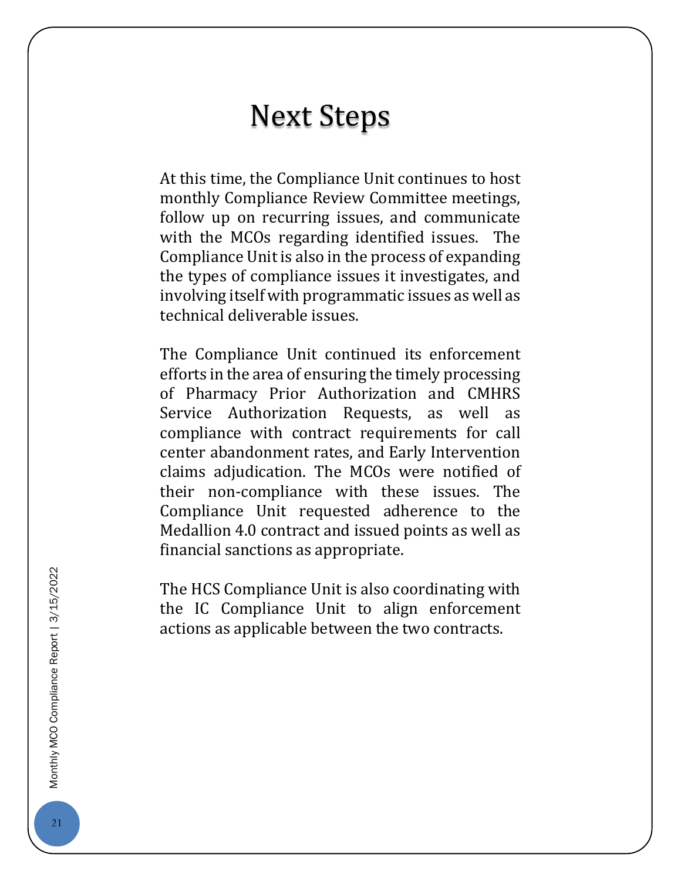# Next Steps

At this time, the Compliance Unit continues to host monthly Compliance Review Committee meetings, follow up on recurring issues, and communicate with the MCOs regarding identified issues. The Compliance Unit is also in the process of expanding the types of compliance issues it investigates, and involving itself with programmatic issues as well as technical deliverable issues.

The Compliance Unit continued its enforcement efforts in the area of ensuring the timely processing of Pharmacy Prior Authorization and CMHRS Service Authorization Requests, as well as compliance with contract requirements for call center abandonment rates, and Early Intervention claims adjudication. The MCOs were notified of their non-compliance with these issues. The Compliance Unit requested adherence to the Medallion 4.0 contract and issued points as well as financial sanctions as appropriate.

The HCS Compliance Unit is also coordinating with the IC Compliance Unit to align enforcement actions as applicable between the two contracts.